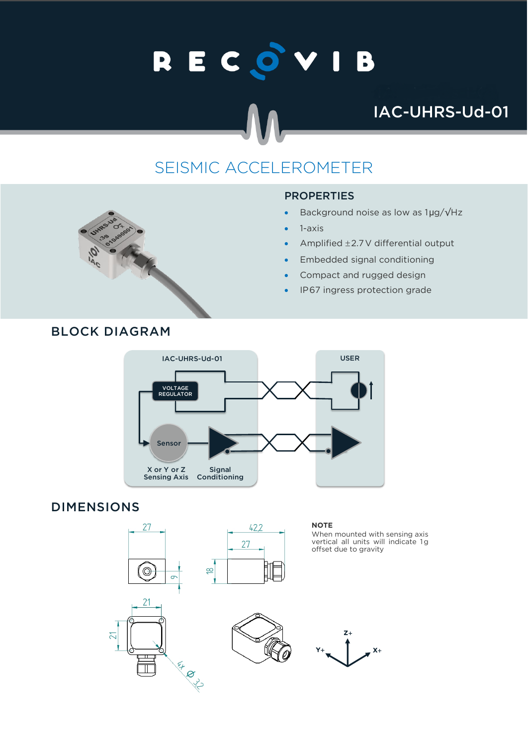# RECOVIB

## IAC-UHRS-Ud-01

## SEISMIC ACCELEROMETER

### PROPERTIES

- Background noise as low as 1µg/√Hz
- 1-axis
- Amplified ±2.7 V differential output
- Embedded signal conditioning
- Compact and rugged design
- IP67 ingress protection grade

## BLOCK DIAGRAM

IAC-UHRS-Ud-01

VOLTAGE REGULATOR

Sensor

X or Y or Z Sensing Axis

Signal Conditioning

USER

## DIMENSIONS

27

42,2

27

9

18

21

21

4x Ø 3,2

Z+

Y+

X+

**NOTE**
When mounted with sensing axis vertical all units will indicate 1g offset due to gravity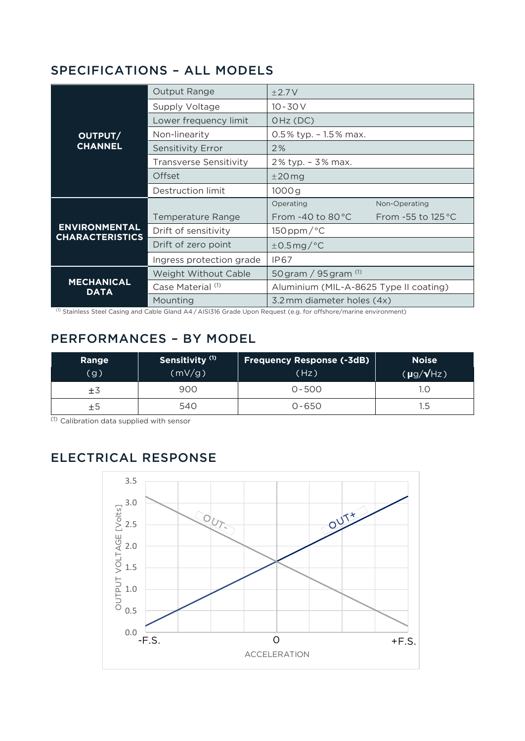## SPECIFICATIONS – ALL MODELS

| | | | |
|---|---|---|---|
| **OUTPUT/ CHANNEL** | Output Range | ±2.7 V | |
| | Supply Voltage | 10 - 30 V | |
| | Lower frequency limit | 0 Hz (DC) | |
| | Non-linearity | 0.5 % typ. – 1.5 % max. | |
| | Sensitivity Error | 2 % | |
| | Transverse Sensitivity | 2 % typ. – 3 % max. | |
| | Offset | ±20 mg | |
| | Destruction limit | 1000 g | |
| **ENVIRONMENTAL CHARACTERISTICS** | Temperature Range | Operating<br>From -40 to 80 °C | Non-Operating<br>From -55 to 125 °C |
| | Drift of sensitivity | 150 ppm / °C | |
| | Drift of zero point | ±0.5 mg / °C | |
| | Ingress protection grade | IP67 | |
| **MECHANICAL DATA** | Weight Without Cable | 50 gram / 95 gram [1] | |
| | Case Material [1] | Aluminium (MIL-A-8625 Type II coating) | |
| | Mounting | 3.2 mm diameter holes (4x) | |

[1] Stainless Steel Casing and Cable Gland A4 / AISI316 Grade Upon Request (e.g. for offshore/marine environment)

## PERFORMANCES – BY MODEL

| Range (g) | Sensitivity [1] (mV/g) | Frequency Response (-3dB) (Hz) | Noise (µg/√Hz) |
|---|---|---|---|
| ±3 | 900 | 0 - 500 | 1.0 |
| ±5 | 540 | 0 - 650 | 1.5 |

[1] Calibration data supplied with sensor

## ELECTRICAL RESPONSE

OUTPUT VOLTAGE [Volts]: 0.0, 0.5, 1.0, 1.5, 2.0, 2.5, 3.0, 3.5

ACCELERATION: -F.S., 0, +F.S.

OUT-

OUT+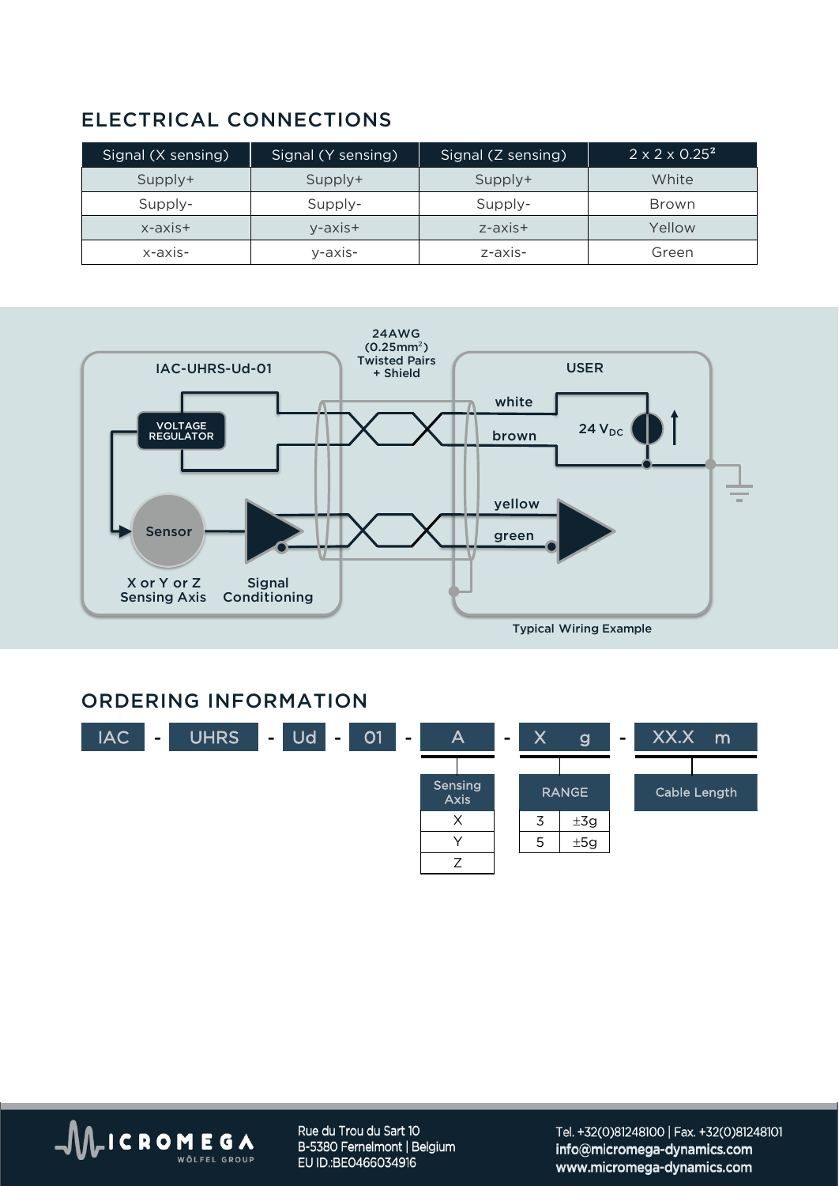## ELECTRICAL CONNECTIONS

| Signal (X sensing) | Signal (Y sensing) | Signal (Z sensing) | 2 x 2 x 0.25² |
|---|---|---|---|
| Supply+ | Supply+ | Supply+ | White |
| Supply- | Supply- | Supply- | Brown |
| x-axis+ | y-axis+ | z-axis+ | Yellow |
| x-axis- | y-axis- | z-axis- | Green |

IAC-UHRS-Ud-01

VOLTAGE REGULATOR

Sensor

X or Y or Z Sensing Axis

Signal Conditioning

24AWG ($0.25mm^2$) Twisted Pairs + Shield

USER

white

brown

$24\ V_{DC}$

yellow

green

Typical Wiring Example

## ORDERING INFORMATION

IAC - UHRS - Ud - 01 - A - X g - XX.X m

| Sensing Axis |
|---|
| X |
| Y |
| Z |

| RANGE | |
|---|---|
| 3 | ±3g |
| 5 | ±5g |

Cable Length

MICROMEGA WÖLFEL GROUP

Rue du Trou du Sart 10
B-5380 Fernelmont | Belgium
EU ID.:BE0466034916

Tel. +32(0)81248100 | Fax. +32(0)81248101
info@micromega-dynamics.com
www.micromega-dynamics.com